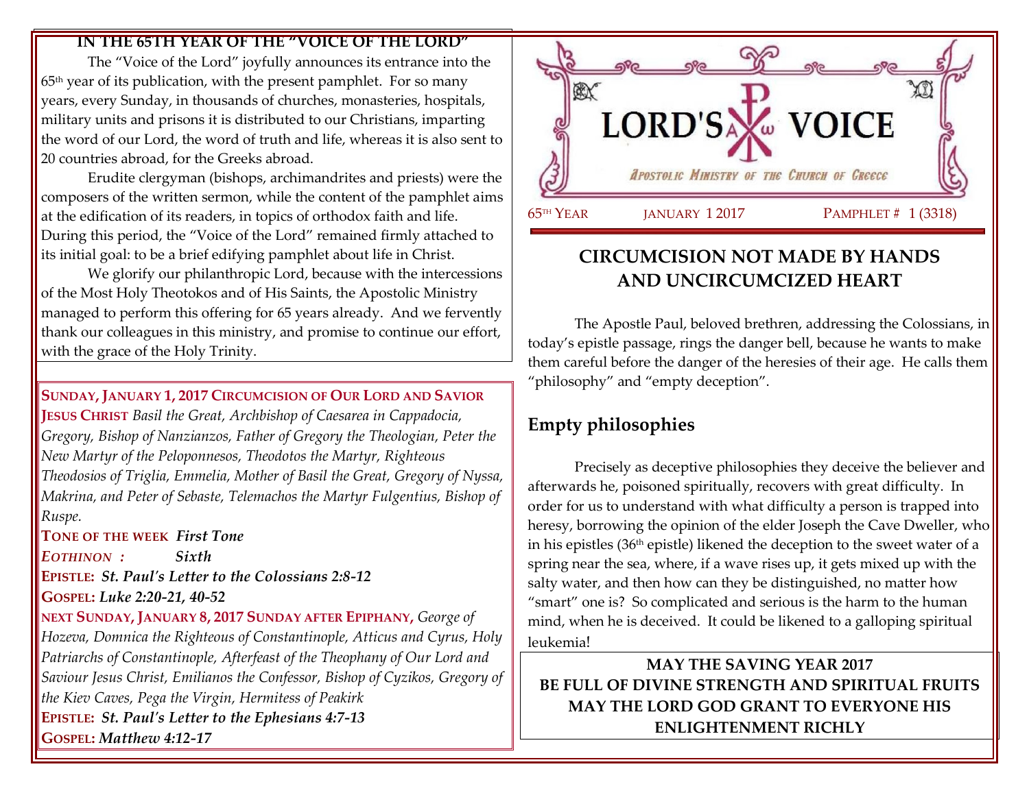# LORD'S VOICE

*Apostolic Ministry of the Church of Greece*

65TH YEAR — JANUARY 1 2017 — PAMPHLET # 1 (3318)

## CIRCUMCISION NOT MADE BY HANDS AND UNCIRCUMCIZED HEART

The Apostle Paul, beloved brethren, addressing the Colossians, in today's epistle passage, rings the danger bell, because he wants to make them careful before the danger of the heresies of their age. He calls them "philosophy" and "empty deception".

### Empty philosophies

Precisely as deceptive philosophies they deceive the believer and afterwards he, poisoned spiritually, recovers with great difficulty. In order for us to understand with what difficulty a person is trapped into heresy, borrowing the opinion of the elder Joseph the Cave Dweller, who in his epistles (36th epistle) likened the deception to the sweet water of a spring near the sea, where, if a wave rises up, it gets mixed up with the salty water, and then how can they be distinguished, no matter how "smart" one is? So complicated and serious is the harm to the human mind, when he is deceived. It could be likened to a galloping spiritual leukemia!

**MAY THE SAVING YEAR 2017**
**BE FULL OF DIVINE STRENGTH AND SPIRITUAL FRUITS**
**MAY THE LORD GOD GRANT TO EVERYONE HIS ENLIGHTENMENT RICHLY**

### IN THE 65TH YEAR OF THE "VOICE OF THE LORD"

The "Voice of the Lord" joyfully announces its entrance into the 65th year of its publication, with the present pamphlet. For so many years, every Sunday, in thousands of churches, monasteries, hospitals, military units and prisons it is distributed to our Christians, imparting the word of our Lord, the word of truth and life, whereas it is also sent to 20 countries abroad, for the Greeks abroad.

Erudite clergyman (bishops, archimandrites and priests) were the composers of the written sermon, while the content of the pamphlet aims at the edification of its readers, in topics of orthodox faith and life. During this period, the "Voice of the Lord" remained firmly attached to its initial goal: to be a brief edifying pamphlet about life in Christ.

We glorify our philanthropic Lord, because with the intercessions of the Most Holy Theotokos and of His Saints, the Apostolic Ministry managed to perform this offering for 65 years already. And we fervently thank our colleagues in this ministry, and promise to continue our effort, with the grace of the Holy Trinity.

**SUNDAY, JANUARY 1, 2017 CIRCUMCISION OF OUR LORD AND SAVIOR JESUS CHRIST** *Basil the Great, Archbishop of Caesarea in Cappadocia, Gregory, Bishop of Nanzianzos, Father of Gregory the Theologian, Peter the New Martyr of the Peloponnesos, Theodotos the Martyr, Righteous Theodosios of Triglia, Emmelia, Mother of Basil the Great, Gregory of Nyssa, Makrina, and Peter of Sebaste, Telemachos the Martyr Fulgentius, Bishop of Ruspe.*

**TONE OF THE WEEK** ***First Tone***

***EOTHINON :*** ***Sixth***

**EPISTLE:** ***St. Paul's Letter to the Colossians 2:8-12***

**GOSPEL:** ***Luke 2:20-21, 40-52***

**NEXT SUNDAY, JANUARY 8, 2017 SUNDAY AFTER EPIPHANY,** *George of Hozeva, Domnica the Righteous of Constantinople, Atticus and Cyrus, Holy Patriarchs of Constantinople, Afterfeast of the Theophany of Our Lord and Saviour Jesus Christ, Emilianos the Confessor, Bishop of Cyzikos, Gregory of the Kiev Caves, Pega the Virgin, Hermitess of Peakirk*

**EPISTLE:** ***St. Paul's Letter to the Ephesians 4:7-13***

**GOSPEL:** ***Matthew 4:12-17***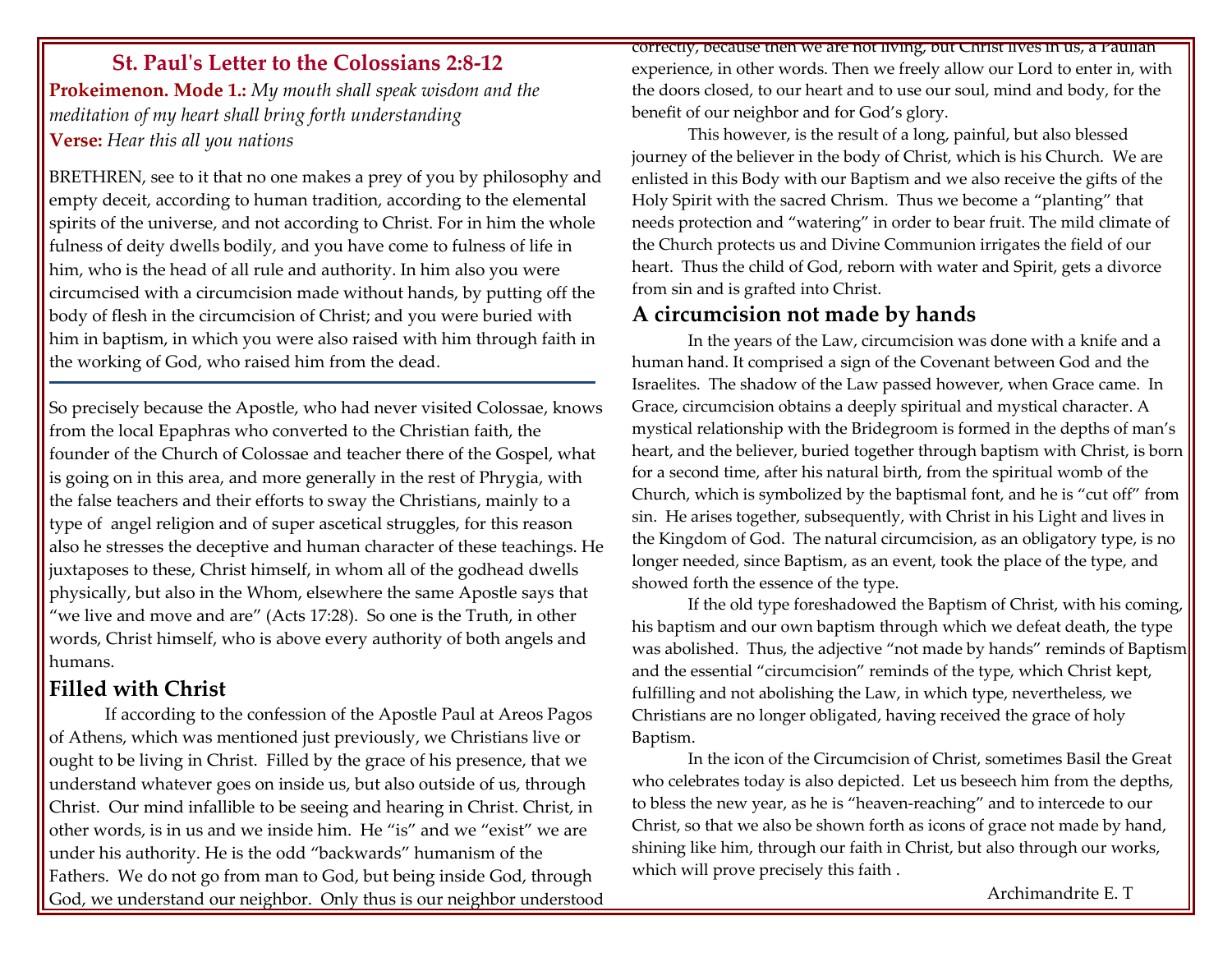## St. Paul's Letter to the Colossians 2:8-12

**Prokeimenon. Mode 1.:** *My mouth shall speak wisdom and the meditation of my heart shall bring forth understanding*
**Verse:** *Hear this all you nations*

BRETHREN, see to it that no one makes a prey of you by philosophy and empty deceit, according to human tradition, according to the elemental spirits of the universe, and not according to Christ. For in him the whole fulness of deity dwells bodily, and you have come to fulness of life in him, who is the head of all rule and authority. In him also you were circumcised with a circumcision made without hands, by putting off the body of flesh in the circumcision of Christ; and you were buried with him in baptism, in which you were also raised with him through faith in the working of God, who raised him from the dead.

---

So precisely because the Apostle, who had never visited Colossae, knows from the local Epaphras who converted to the Christian faith, the founder of the Church of Colossae and teacher there of the Gospel, what is going on in this area, and more generally in the rest of Phrygia, with the false teachers and their efforts to sway the Christians, mainly to a type of angel religion and of super ascetical struggles, for this reason also he stresses the deceptive and human character of these teachings. He juxtaposes to these, Christ himself, in whom all of the godhead dwells physically, but also in the Whom, elsewhere the same Apostle says that "we live and move and are" (Acts 17:28). So one is the Truth, in other words, Christ himself, who is above every authority of both angels and humans.

### Filled with Christ

If according to the confession of the Apostle Paul at Areos Pagos of Athens, which was mentioned just previously, we Christians live or ought to be living in Christ. Filled by the grace of his presence, that we understand whatever goes on inside us, but also outside of us, through Christ. Our mind infallible to be seeing and hearing in Christ. Christ, in other words, is in us and we inside him. He "is" and we "exist" we are under his authority. He is the odd "backwards" humanism of the Fathers. We do not go from man to God, but being inside God, through God, we understand our neighbor. Only thus is our neighbor understood correctly, because then we are not living, but Christ lives in us, a Paulian experience, in other words. Then we freely allow our Lord to enter in, with the doors closed, to our heart and to use our soul, mind and body, for the benefit of our neighbor and for God's glory.

This however, is the result of a long, painful, but also blessed journey of the believer in the body of Christ, which is his Church. We are enlisted in this Body with our Baptism and we also receive the gifts of the Holy Spirit with the sacred Chrism. Thus we become a "planting" that needs protection and "watering" in order to bear fruit. The mild climate of the Church protects us and Divine Communion irrigates the field of our heart. Thus the child of God, reborn with water and Spirit, gets a divorce from sin and is grafted into Christ.

### A circumcision not made by hands

In the years of the Law, circumcision was done with a knife and a human hand. It comprised a sign of the Covenant between God and the Israelites. The shadow of the Law passed however, when Grace came. In Grace, circumcision obtains a deeply spiritual and mystical character. A mystical relationship with the Bridegroom is formed in the depths of man's heart, and the believer, buried together through baptism with Christ, is born for a second time, after his natural birth, from the spiritual womb of the Church, which is symbolized by the baptismal font, and he is "cut off" from sin. He arises together, subsequently, with Christ in his Light and lives in the Kingdom of God. The natural circumcision, as an obligatory type, is no longer needed, since Baptism, as an event, took the place of the type, and showed forth the essence of the type.

If the old type foreshadowed the Baptism of Christ, with his coming, his baptism and our own baptism through which we defeat death, the type was abolished. Thus, the adjective "not made by hands" reminds of Baptism and the essential "circumcision" reminds of the type, which Christ kept, fulfilling and not abolishing the Law, in which type, nevertheless, we Christians are no longer obligated, having received the grace of holy Baptism.

In the icon of the Circumcision of Christ, sometimes Basil the Great who celebrates today is also depicted. Let us beseech him from the depths, to bless the new year, as he is "heaven-reaching" and to intercede to our Christ, so that we also be shown forth as icons of grace not made by hand, shining like him, through our faith in Christ, but also through our works, which will prove precisely this faith .

Archimandrite E. T